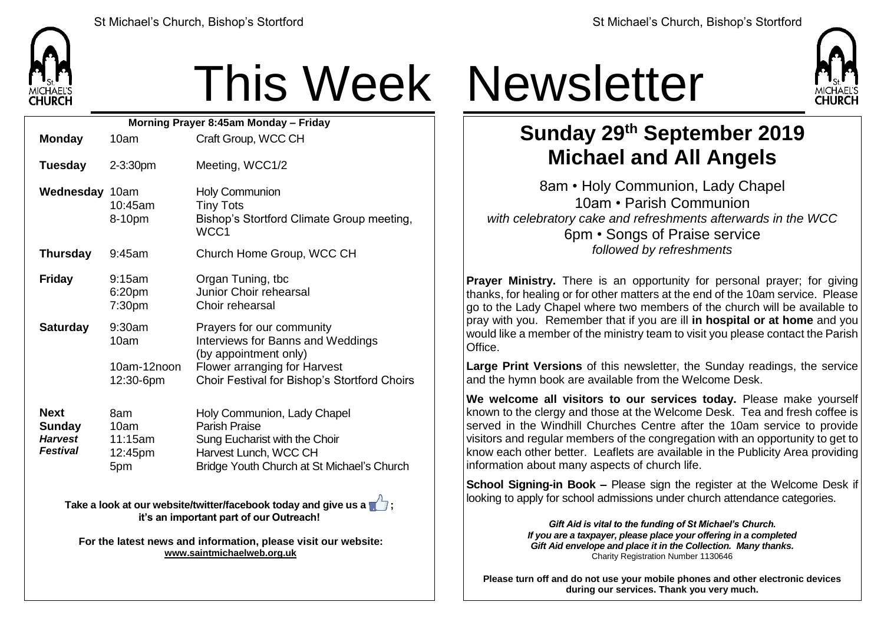# This Week Newsletter

**Morning Prayer 8:45am Monday – Friday**

| | | |
|---|---|---|
| **Monday** | 10am | Craft Group, WCC CH |
| **Tuesday** | 2-3:30pm | Meeting, WCC1/2 |
| **Wednesday** | 10am | Holy Communion |
| | 10:45am | Tiny Tots |
| | 8-10pm | Bishop's Stortford Climate Group meeting, WCC1 |
| **Thursday** | 9:45am | Church Home Group, WCC CH |
| **Friday** | 9:15am | Organ Tuning, tbc |
| | 6:20pm | Junior Choir rehearsal |
| | 7:30pm | Choir rehearsal |
| **Saturday** | 9:30am | Prayers for our community |
| | 10am | Interviews for Banns and Weddings (by appointment only) |
| | 10am-12noon | Flower arranging for Harvest |
| | 12:30-6pm | Choir Festival for Bishop's Stortford Choirs |
| **Next Sunday** *Harvest Festival* | 8am | Holy Communion, Lady Chapel |
| | 10am | Parish Praise |
| | 11:15am | Sung Eucharist with the Choir |
| | 12:45pm | Harvest Lunch, WCC CH |
| | 5pm | Bridge Youth Church at St Michael's Church |

**Take a look at our website/twitter/facebook today and give us a 👍; it's an important part of our Outreach!**

**For the latest news and information, please visit our website: www.saintmichaelweb.org.uk**

## Sunday 29th September 2019
## Michael and All Angels

8am • Holy Communion, Lady Chapel
10am • Parish Communion
*with celebratory cake and refreshments afterwards in the WCC*
6pm • Songs of Praise service
*followed by refreshments*

**Prayer Ministry.** There is an opportunity for personal prayer; for giving thanks, for healing or for other matters at the end of the 10am service. Please go to the Lady Chapel where two members of the church will be available to pray with you. Remember that if you are ill **in hospital or at home** and you would like a member of the ministry team to visit you please contact the Parish Office.

**Large Print Versions** of this newsletter, the Sunday readings, the service and the hymn book are available from the Welcome Desk.

**We welcome all visitors to our services today.** Please make yourself known to the clergy and those at the Welcome Desk. Tea and fresh coffee is served in the Windhill Churches Centre after the 10am service to provide visitors and regular members of the congregation with an opportunity to get to know each other better. Leaflets are available in the Publicity Area providing information about many aspects of church life.

**School Signing-in Book –** Please sign the register at the Welcome Desk if looking to apply for school admissions under church attendance categories.

***Gift Aid is vital to the funding of St Michael's Church. If you are a taxpayer, please place your offering in a completed Gift Aid envelope and place it in the Collection. Many thanks.***
Charity Registration Number 1130646

**Please turn off and do not use your mobile phones and other electronic devices during our services. Thank you very much.**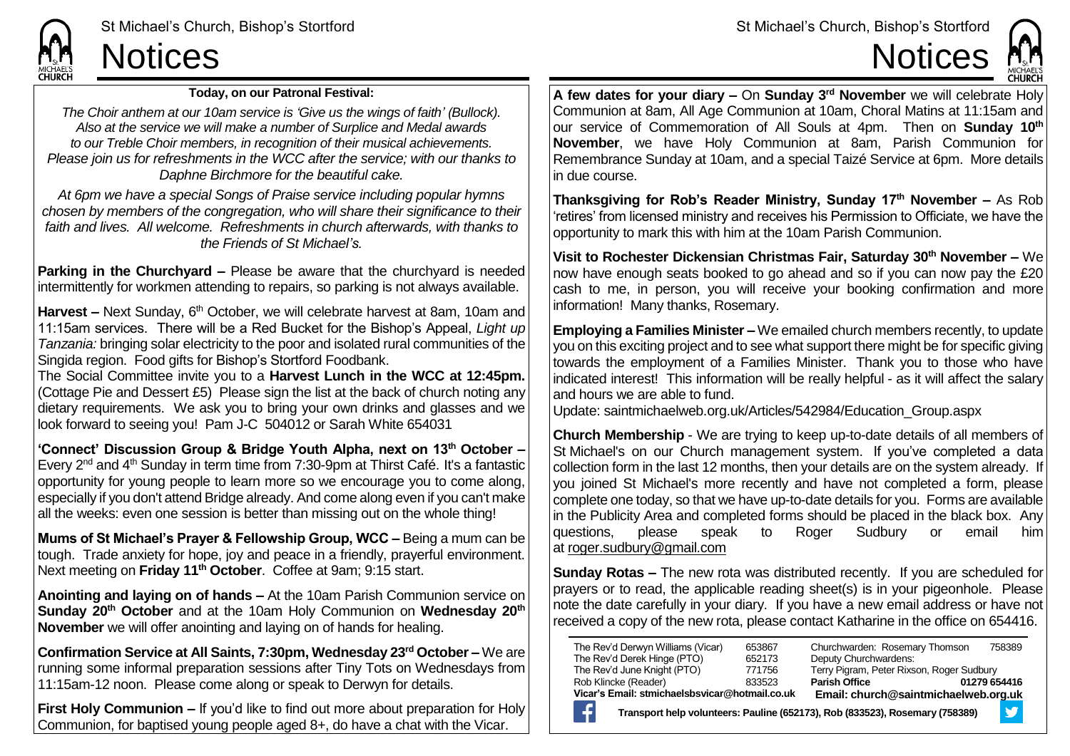# Notices

**Today, on our Patronal Festival:**

*The Choir anthem at our 10am service is 'Give us the wings of faith' (Bullock). Also at the service we will make a number of Surplice and Medal awards to our Treble Choir members, in recognition of their musical achievements. Please join us for refreshments in the WCC after the service; with our thanks to Daphne Birchmore for the beautiful cake.*

*At 6pm we have a special Songs of Praise service including popular hymns chosen by members of the congregation, who will share their significance to their faith and lives. All welcome. Refreshments in church afterwards, with thanks to the Friends of St Michael's.*

**Parking in the Churchyard –** Please be aware that the churchyard is needed intermittently for workmen attending to repairs, so parking is not always available.

**Harvest –** Next Sunday, 6th October, we will celebrate harvest at 8am, 10am and 11:15am services. There will be a Red Bucket for the Bishop's Appeal, *Light up Tanzania:* bringing solar electricity to the poor and isolated rural communities of the Singida region. Food gifts for Bishop's Stortford Foodbank.

The Social Committee invite you to a **Harvest Lunch in the WCC at 12:45pm.** (Cottage Pie and Dessert £5) Please sign the list at the back of church noting any dietary requirements. We ask you to bring your own drinks and glasses and we look forward to seeing you! Pam J-C 504012 or Sarah White 654031

**'Connect' Discussion Group & Bridge Youth Alpha, next on 13th October –** Every 2nd and 4th Sunday in term time from 7:30-9pm at Thirst Café. It's a fantastic opportunity for young people to learn more so we encourage you to come along, especially if you don't attend Bridge already. And come along even if you can't make all the weeks: even one session is better than missing out on the whole thing!

**Mums of St Michael's Prayer & Fellowship Group, WCC –** Being a mum can be tough. Trade anxiety for hope, joy and peace in a friendly, prayerful environment. Next meeting on **Friday 11th October**. Coffee at 9am; 9:15 start.

**Anointing and laying on of hands –** At the 10am Parish Communion service on **Sunday 20th October** and at the 10am Holy Communion on **Wednesday 20th November** we will offer anointing and laying on of hands for healing.

**Confirmation Service at All Saints, 7:30pm, Wednesday 23rd October –** We are running some informal preparation sessions after Tiny Tots on Wednesdays from 11:15am-12 noon. Please come along or speak to Derwyn for details.

**First Holy Communion –** If you'd like to find out more about preparation for Holy Communion, for baptised young people aged 8+, do have a chat with the Vicar.

# Notices

**A few dates for your diary –** On **Sunday 3rd November** we will celebrate Holy Communion at 8am, All Age Communion at 10am, Choral Matins at 11:15am and our service of Commemoration of All Souls at 4pm. Then on **Sunday 10th November**, we have Holy Communion at 8am, Parish Communion for Remembrance Sunday at 10am, and a special Taizé Service at 6pm. More details in due course.

**Thanksgiving for Rob's Reader Ministry, Sunday 17th November –** As Rob 'retires' from licensed ministry and receives his Permission to Officiate, we have the opportunity to mark this with him at the 10am Parish Communion.

**Visit to Rochester Dickensian Christmas Fair, Saturday 30th November –** We now have enough seats booked to go ahead and so if you can now pay the £20 cash to me, in person, you will receive your booking confirmation and more information! Many thanks, Rosemary.

**Employing a Families Minister –** We emailed church members recently, to update you on this exciting project and to see what support there might be for specific giving towards the employment of a Families Minister. Thank you to those who have indicated interest! This information will be really helpful - as it will affect the salary and hours we are able to fund.

Update: saintmichaelweb.org.uk/Articles/542984/Education_Group.aspx

**Church Membership** - We are trying to keep up-to-date details of all members of St Michael's on our Church management system. If you've completed a data collection form in the last 12 months, then your details are on the system already. If you joined St Michael's more recently and have not completed a form, please complete one today, so that we have up-to-date details for you. Forms are available in the Publicity Area and completed forms should be placed in the black box. Any questions, please speak to Roger Sudbury or email him at roger.sudbury@gmail.com

**Sunday Rotas –** The new rota was distributed recently. If you are scheduled for prayers or to read, the applicable reading sheet(s) is in your pigeonhole. Please note the date carefully in your diary. If you have a new email address or have not received a copy of the new rota, please contact Katharine in the office on 654416.

| | | | |
|---|---|---|---|
| The Rev'd Derwyn Williams (Vicar) | 653867 | Churchwarden: Rosemary Thomson | 758389 |
| The Rev'd Derek Hinge (PTO) | 652173 | Deputy Churchwardens: | |
| The Rev'd June Knight (PTO) | 771756 | Terry Pigram, Peter Rixson, Roger Sudbury | |
| Rob Klincke (Reader) | 833523 | **Parish Office** | **01279 654416** |
| **Vicar's Email: stmichaelsbsvicar@hotmail.co.uk** | | **Email: church@saintmichaelweb.org.uk** | |

**Transport help volunteers: Pauline (652173), Rob (833523), Rosemary (758389)**